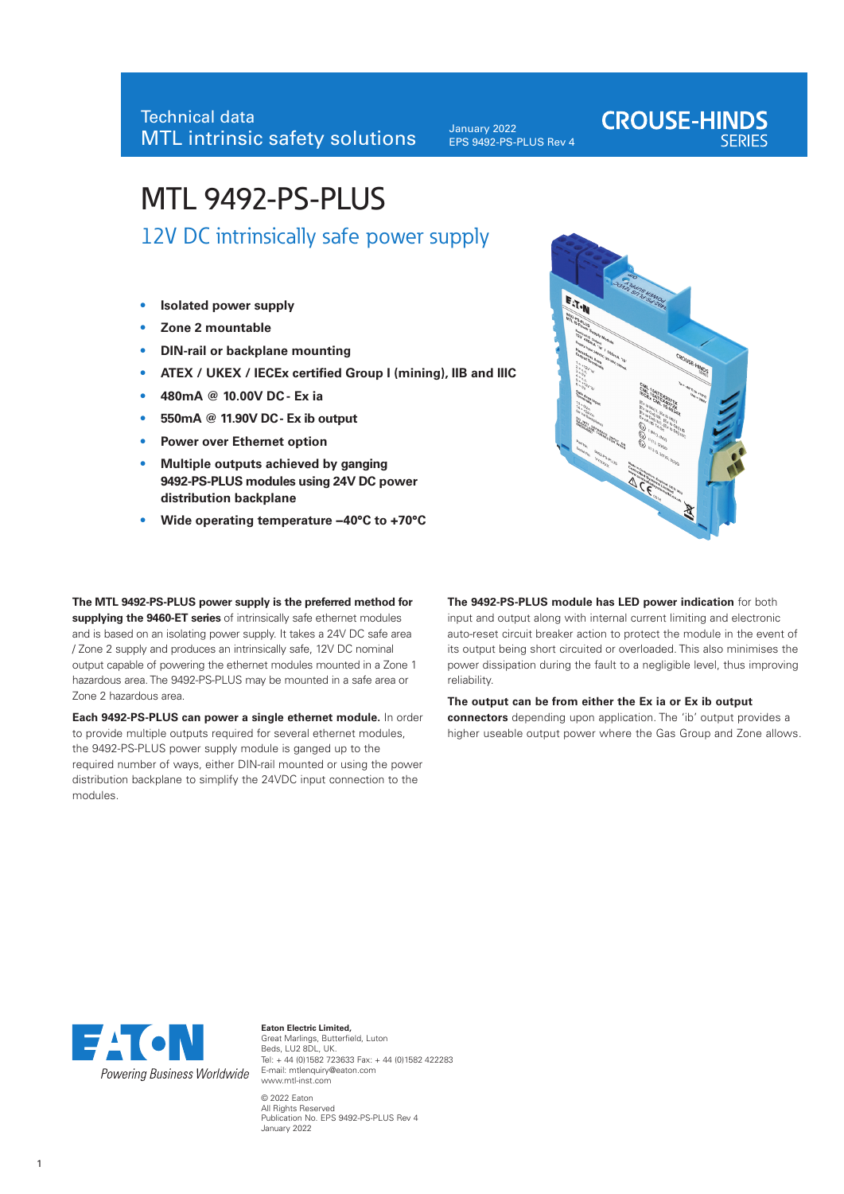Technical data
MTL intrinsic safety solutions

January 2022
EPS 9492-PS-PLUS Rev 4

CROUSE-HINDS SERIES

# MTL 9492-PS-PLUS

## 12V DC intrinsically safe power supply

- **Isolated power supply**
- **Zone 2 mountable**
- **DIN-rail or backplane mounting**
- **ATEX / UKEX / IECEx certified Group I (mining), IIB and IIIC**
- **480mA @ 10.00V DC - Ex ia**
- **550mA @ 11.90V DC - Ex ib output**
- **Power over Ethernet option**
- **Multiple outputs achieved by ganging 9492-PS-PLUS modules using 24V DC power distribution backplane**
- **Wide operating temperature –40°C to +70°C**

**The MTL 9492-PS-PLUS power supply is the preferred method for supplying the 9460-ET series** of intrinsically safe ethernet modules and is based on an isolating power supply. It takes a 24V DC safe area / Zone 2 supply and produces an intrinsically safe, 12V DC nominal output capable of powering the ethernet modules mounted in a Zone 1 hazardous area. The 9492-PS-PLUS may be mounted in a safe area or Zone 2 hazardous area.

**Each 9492-PS-PLUS can power a single ethernet module.** In order to provide multiple outputs required for several ethernet modules, the 9492-PS-PLUS power supply module is ganged up to the required number of ways, either DIN-rail mounted or using the power distribution backplane to simplify the 24VDC input connection to the modules.

**The 9492-PS-PLUS module has LED power indication** for both input and output along with internal current limiting and electronic auto-reset circuit breaker action to protect the module in the event of its output being short circuited or overloaded. This also minimises the power dissipation during the fault to a negligible level, thus improving reliability.

**The output can be from either the Ex ia or Ex ib output connectors** depending upon application. The 'ib' output provides a higher useable output power where the Gas Group and Zone allows.

EATON
Powering Business Worldwide

**Eaton Electric Limited,**
Great Marlings, Butterfield, Luton
Beds, LU2 8DL, UK.
Tel: + 44 (0)1582 723633 Fax: + 44 (0)1582 422283
E-mail: mtlenquiry@eaton.com
www.mtl-inst.com

© 2022 Eaton
All Rights Reserved
Publication No. EPS 9492-PS-PLUS Rev 4
January 2022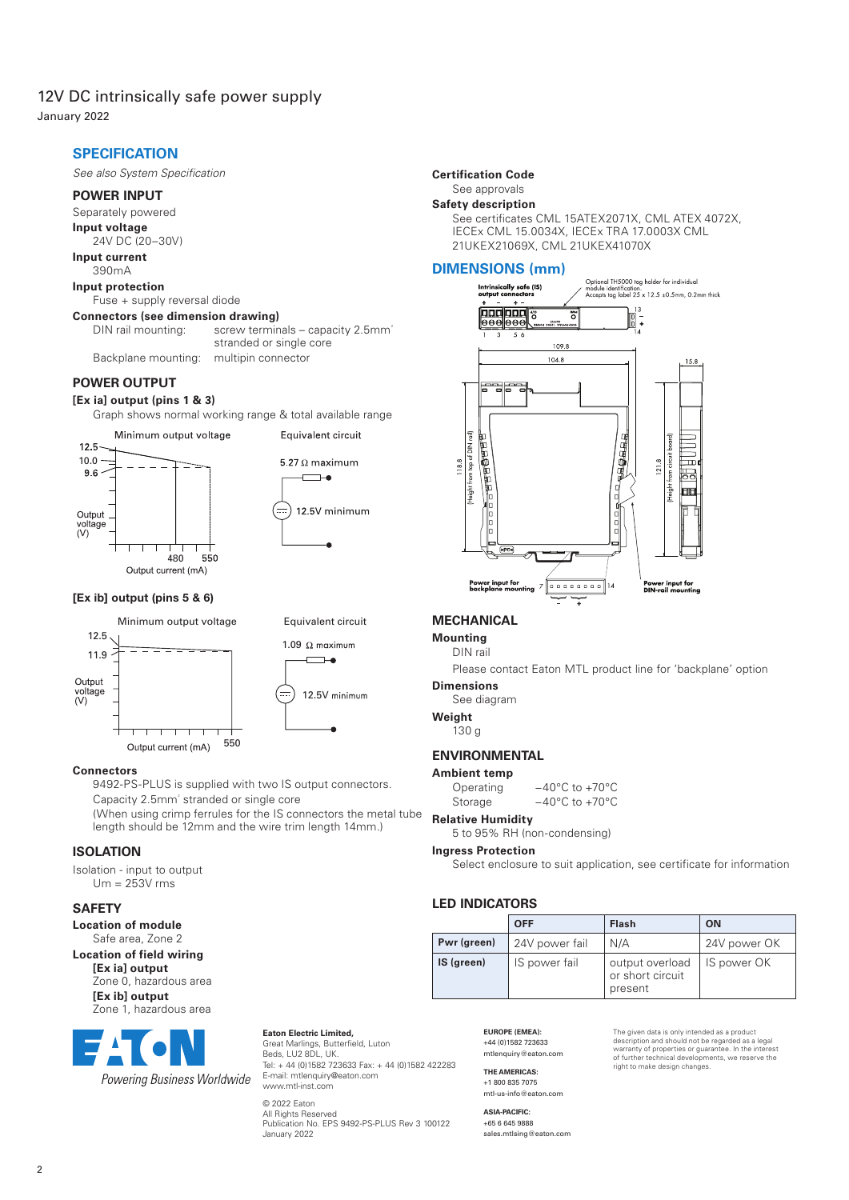12V DC intrinsically safe power supply

January 2022

## SPECIFICATION

*See also System Specification*

### POWER INPUT

Separately powered

**Input voltage**
24V DC (20–30V)

**Input current**
390mA

**Input protection**
Fuse + supply reversal diode

**Connectors (see dimension drawing)**

DIN rail mounting: screw terminals – capacity 2.5mm² stranded or single core

Backplane mounting: multipin connector

### POWER OUTPUT

**[Ex ia] output (pins 1 & 3)**

Graph shows normal working range & total available range

Minimum output voltage

12.5
10.0
9.6

Output voltage (V)

480
550

Output current (mA)

Equivalent circuit

5.27 Ω maximum

12.5V minimum

**[Ex ib] output (pins 5 & 6)**

Minimum output voltage

12.5
11.9

Output voltage (V)

Output current (mA)
550

Equivalent circuit

1.09 Ω maximum

12.5V minimum

**Connectors**

9492-PS-PLUS is supplied with two IS output connectors.
Capacity 2.5mm² stranded or single core
(When using crimp ferrules for the IS connectors the metal tube length should be 12mm and the wire trim length 14mm.)

### ISOLATION

Isolation - input to output
Um = 253V rms

### SAFETY

**Location of module**
Safe area, Zone 2

**Location of field wiring**

**[Ex ia] output**
Zone 0, hazardous area

**[Ex ib] output**
Zone 1, hazardous area

**Certification Code**
See approvals

**Safety description**
See certificates CML 15ATEX2071X, CML ATEX 4072X, IECEx CML 15.0034X, IECEx TRA 17.0003X CML 21UKEX21069X, CML 21UKEX41070X

## DIMENSIONS (mm)

Intrinsically safe (IS) output connectors

Optional TH5000 tag holder for individual module identification. Accepts tag label 25 x 12.5 ±0.5mm, 0.2mm thick

1 3 5 6 13 14

109.8
104.8
15.8
118.8 (Height from top of DIN rail)
121.8 (Height from circuit board)

Power input for backplane mounting 7 14

Power input for DIN-rail mounting

### MECHANICAL

**Mounting**
DIN rail
Please contact Eaton MTL product line for 'backplane' option

**Dimensions**
See diagram

**Weight**
130 g

### ENVIRONMENTAL

**Ambient temp**

Operating –40°C to +70°C
Storage –40°C to +70°C

**Relative Humidity**
5 to 95% RH (non-condensing)

**Ingress Protection**
Select enclosure to suit application, see certificate for information

### LED INDICATORS

| | OFF | Flash | ON |
|---|---|---|---|
| **Pwr (green)** | 24V power fail | N/A | 24V power OK |
| **IS (green)** | IS power fail | output overload or short circuit present | IS power OK |

EATON
Powering Business Worldwide

**Eaton Electric Limited,**
Great Marlings, Butterfield, Luton
Beds, LU2 8DL, UK.
Tel: + 44 (0)1582 723633 Fax: + 44 (0)1582 422283
E-mail: mtlenquiry@eaton.com
www.mtl-inst.com

© 2022 Eaton
All Rights Reserved
Publication No. EPS 9492-PS-PLUS Rev 3 100122
January 2022

**EUROPE (EMEA):**
+44 (0)1582 723633
mtlenquiry@eaton.com

**THE AMERICAS:**
+1 800 835 7075
mtl-us-info@eaton.com

**ASIA-PACIFIC:**
+65 6 645 9888
sales.mtlsing@eaton.com

The given data is only intended as a product description and should not be regarded as a legal warranty of properties or guarantee. In the interest of further technical developments, we reserve the right to make design changes.